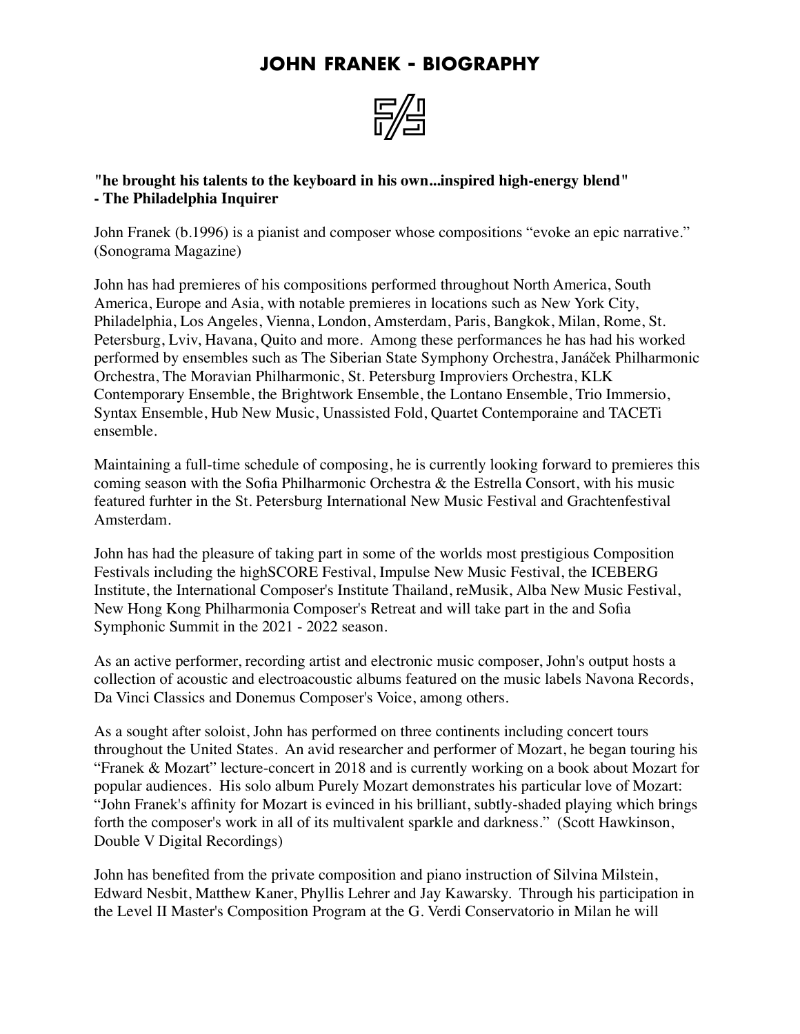# JOHN FRANEK - BIOGRAPHY

**"he brought his talents to the keyboard in his own...inspired high-energy blend"**
**- The Philadelphia Inquirer**

John Franek (b.1996) is a pianist and composer whose compositions "evoke an epic narrative." (Sonograma Magazine)

John has had premieres of his compositions performed throughout North America, South America, Europe and Asia, with notable premieres in locations such as New York City, Philadelphia, Los Angeles, Vienna, London, Amsterdam, Paris, Bangkok, Milan, Rome, St. Petersburg, Lviv, Havana, Quito and more. Among these performances he has had his worked performed by ensembles such as The Siberian State Symphony Orchestra, Janáček Philharmonic Orchestra, The Moravian Philharmonic, St. Petersburg Improviers Orchestra, KLK Contemporary Ensemble, the Brightwork Ensemble, the Lontano Ensemble, Trio Immersio, Syntax Ensemble, Hub New Music, Unassisted Fold, Quartet Contemporaine and TACETi ensemble.

Maintaining a full-time schedule of composing, he is currently looking forward to premieres this coming season with the Sofia Philharmonic Orchestra & the Estrella Consort, with his music featured furhter in the St. Petersburg International New Music Festival and Grachtenfestival Amsterdam.

John has had the pleasure of taking part in some of the worlds most prestigious Composition Festivals including the highSCORE Festival, Impulse New Music Festival, the ICEBERG Institute, the International Composer's Institute Thailand, reMusik, Alba New Music Festival, New Hong Kong Philharmonia Composer's Retreat and will take part in the and Sofia Symphonic Summit in the 2021 - 2022 season.

As an active performer, recording artist and electronic music composer, John's output hosts a collection of acoustic and electroacoustic albums featured on the music labels Navona Records, Da Vinci Classics and Donemus Composer's Voice, among others.

As a sought after soloist, John has performed on three continents including concert tours throughout the United States. An avid researcher and performer of Mozart, he began touring his "Franek & Mozart" lecture-concert in 2018 and is currently working on a book about Mozart for popular audiences. His solo album Purely Mozart demonstrates his particular love of Mozart: "John Franek's affinity for Mozart is evinced in his brilliant, subtly-shaded playing which brings forth the composer's work in all of its multivalent sparkle and darkness." (Scott Hawkinson, Double V Digital Recordings)

John has benefited from the private composition and piano instruction of Silvina Milstein, Edward Nesbit, Matthew Kaner, Phyllis Lehrer and Jay Kawarsky. Through his participation in the Level II Master's Composition Program at the G. Verdi Conservatorio in Milan he will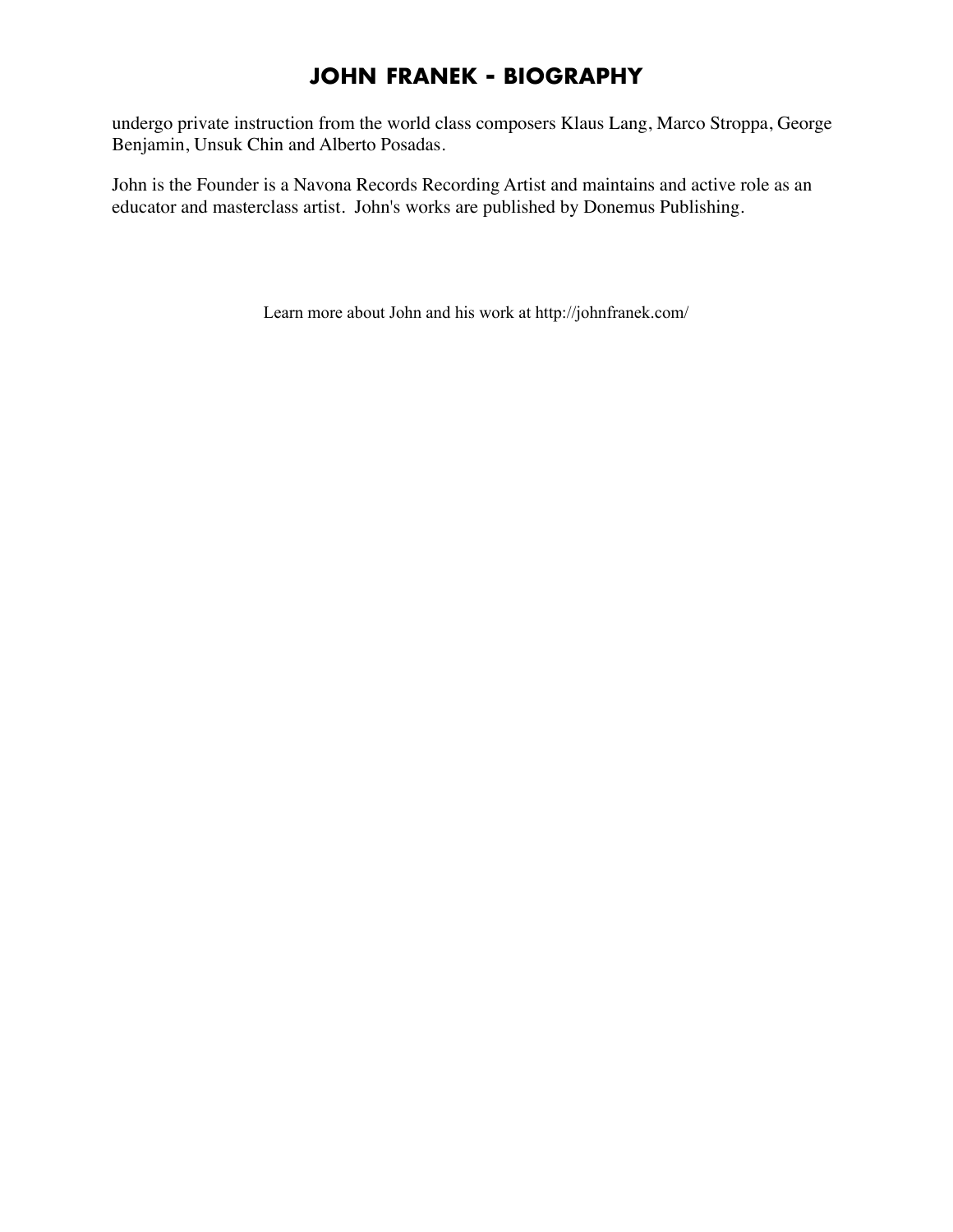undergo private instruction from the world class composers Klaus Lang, Marco Stroppa, George Benjamin, Unsuk Chin and Alberto Posadas.

John is the Founder is a Navona Records Recording Artist and maintains and active role as an educator and masterclass artist. John's works are published by Donemus Publishing.

Learn more about John and his work at http://johnfranek.com/